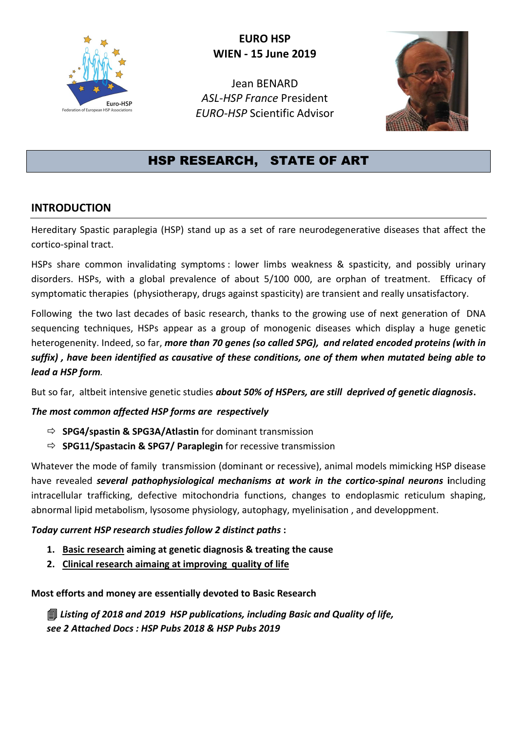**EURO HSP**
**WIEN - 15 June 2019**

Jean BENARD
*ASL-HSP France* President
*EURO-HSP* Scientific Advisor

# HSP RESEARCH, STATE OF ART

## INTRODUCTION

Hereditary Spastic paraplegia (HSP) stand up as a set of rare neurodegenerative diseases that affect the cortico-spinal tract.

HSPs share common invalidating symptoms : lower limbs weakness & spasticity, and possibly urinary disorders. HSPs, with a global prevalence of about 5/100 000, are orphan of treatment. Efficacy of symptomatic therapies (physiotherapy, drugs against spasticity) are transient and really unsatisfactory.

Following the two last decades of basic research, thanks to the growing use of next generation of DNA sequencing techniques, HSPs appear as a group of monogenic diseases which display a huge genetic heterogenenity. Indeed, so far, ***more than 70 genes (so called SPG), and related encoded proteins (with in suffix) , have been identified as causative of these conditions, one of them when mutated being able to lead a HSP form.***

But so far, altbeit intensive genetic studies ***about 50% of HSPers, are still deprived of genetic diagnosis*****.**

***The most common affected HSP forms are respectively***

- ⇨ **SPG4/spastin & SPG3A/Atlastin** for dominant transmission
- ⇨ **SPG11/Spastacin & SPG7/ Paraplegin** for recessive transmission

Whatever the mode of family transmission (dominant or recessive), animal models mimicking HSP disease have revealed ***several pathophysiological mechanisms at work in the cortico-spinal neurons*** **i**ncluding intracellular trafficking, defective mitochondria functions, changes to endoplasmic reticulum shaping, abnormal lipid metabolism, lysosome physiology, autophagy, myelinisation , and developpment.

***Today current HSP research studies follow 2 distinct paths*** **:**

1. **<u>Basic research</u> aiming at genetic diagnosis & treating the cause**
2. **<u>Clinical research aimaing at improving quality of life</u>**

**Most efforts and money are essentially devoted to Basic Research**

🗐 ***Listing of 2018 and 2019 HSP publications, including Basic and Quality of life, see 2 Attached Docs : HSP Pubs 2018 & HSP Pubs 2019***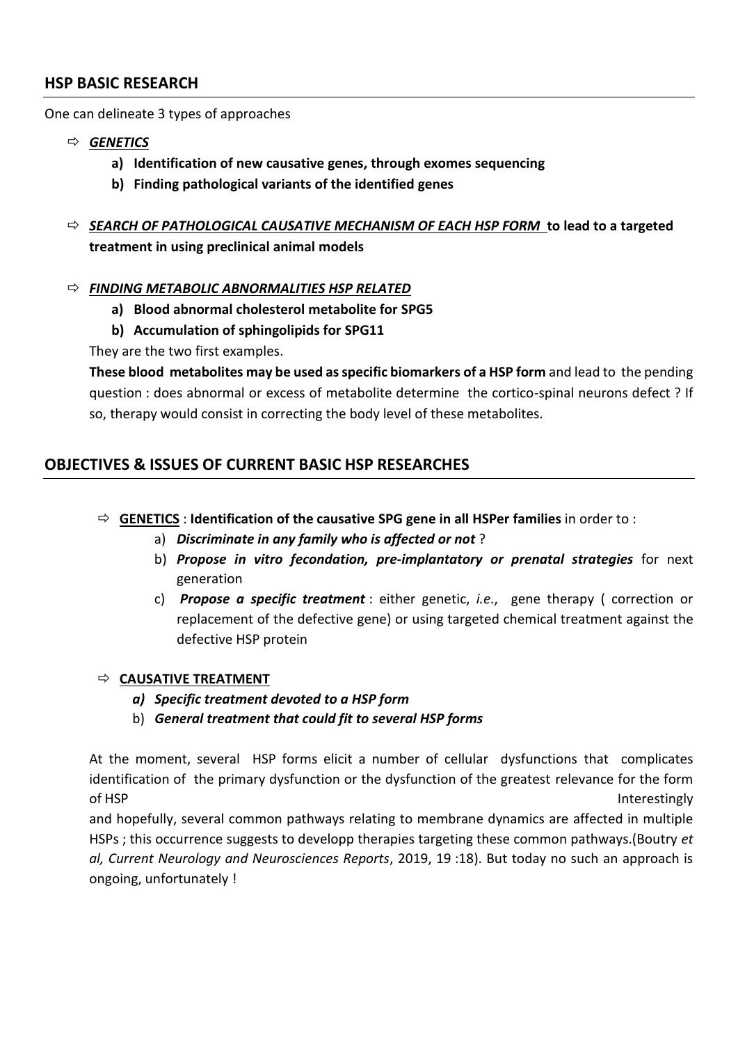## HSP BASIC RESEARCH

One can delineate 3 types of approaches

- ***GENETICS***
  - **a) Identification of new causative genes, through exomes sequencing**
  - **b) Finding pathological variants of the identified genes**

- ***SEARCH OF PATHOLOGICAL CAUSATIVE MECHANISM OF EACH HSP FORM*** **to lead to a targeted treatment in using preclinical animal models**

- ***FINDING METABOLIC ABNORMALITIES HSP RELATED***
  - **a) Blood abnormal cholesterol metabolite for SPG5**
  - **b) Accumulation of sphingolipids for SPG11**

  They are the two first examples.

  **These blood metabolites may be used as specific biomarkers of a HSP form** and lead to the pending question : does abnormal or excess of metabolite determine the cortico-spinal neurons defect ? If so, therapy would consist in correcting the body level of these metabolites.

## OBJECTIVES & ISSUES OF CURRENT BASIC HSP RESEARCHES

- **GENETICS** : **Identification of the causative SPG gene in all HSPer families** in order to :
  - a) ***Discriminate in any family who is affected or not*** ?
  - b) ***Propose in vitro fecondation, pre-implantatory or prenatal strategies*** for next generation
  - c) ***Propose a specific treatment*** : either genetic, *i.e*., gene therapy ( correction or replacement of the defective gene) or using targeted chemical treatment against the defective HSP protein

- **CAUSATIVE TREATMENT**
  - ***a) Specific treatment devoted to a HSP form***
  - b) ***General treatment that could fit to several HSP forms***

At the moment, several HSP forms elicit a number of cellular dysfunctions that complicates identification of the primary dysfunction or the dysfunction of the greatest relevance for the form of HSP Interestingly and hopefully, several common pathways relating to membrane dynamics are affected in multiple HSPs ; this occurrence suggests to developp therapies targeting these common pathways.(Boutry *et al, Current Neurology and Neurosciences Reports*, 2019, 19 :18). But today no such an approach is ongoing, unfortunately !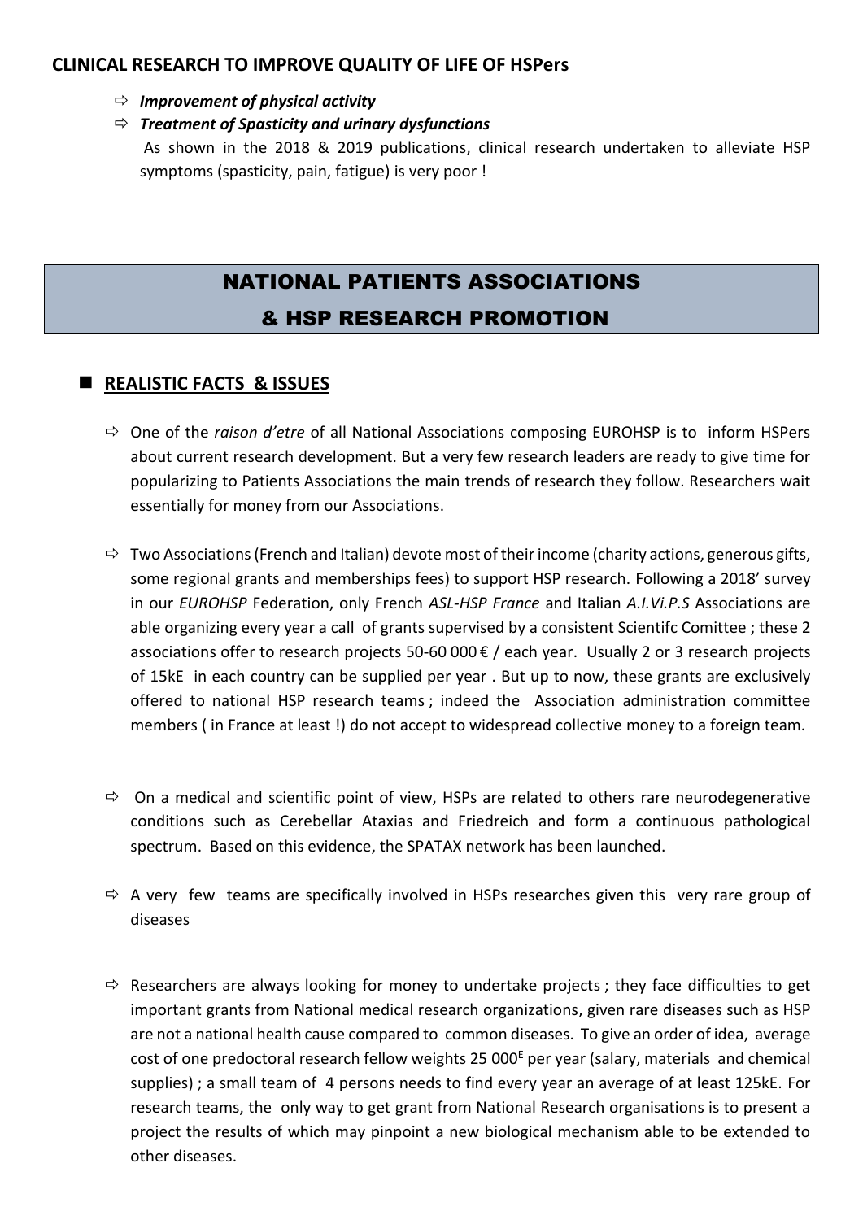## CLINICAL RESEARCH TO IMPROVE QUALITY OF LIFE OF HSPers

- ***Improvement of physical activity***
- ***Treatment of Spasticity and urinary dysfunctions***

  As shown in the 2018 & 2019 publications, clinical research undertaken to alleviate HSP symptoms (spasticity, pain, fatigue) is very poor !

# NATIONAL PATIENTS ASSOCIATIONS & HSP RESEARCH PROMOTION

## REALISTIC FACTS & ISSUES

- One of the *raison d'etre* of all National Associations composing EUROHSP is to inform HSPers about current research development. But a very few research leaders are ready to give time for popularizing to Patients Associations the main trends of research they follow. Researchers wait essentially for money from our Associations.

- Two Associations (French and Italian) devote most of their income (charity actions, generous gifts, some regional grants and memberships fees) to support HSP research. Following a 2018' survey in our *EUROHSP* Federation, only French *ASL-HSP France* and Italian *A.I.Vi.P.S* Associations are able organizing every year a call of grants supervised by a consistent Scientifc Comittee ; these 2 associations offer to research projects 50-60 000 € / each year. Usually 2 or 3 research projects of 15kE in each country can be supplied per year . But up to now, these grants are exclusively offered to national HSP research teams ; indeed the Association administration committee members ( in France at least !) do not accept to widespread collective money to a foreign team.

- On a medical and scientific point of view, HSPs are related to others rare neurodegenerative conditions such as Cerebellar Ataxias and Friedreich and form a continuous pathological spectrum. Based on this evidence, the SPATAX network has been launched.

- A very few teams are specifically involved in HSPs researches given this very rare group of diseases

- Researchers are always looking for money to undertake projects ; they face difficulties to get important grants from National medical research organizations, given rare diseases such as HSP are not a national health cause compared to common diseases. To give an order of idea, average cost of one predoctoral research fellow weights 25 000$^{E}$ per year (salary, materials and chemical supplies) ; a small team of 4 persons needs to find every year an average of at least 125kE. For research teams, the only way to get grant from National Research organisations is to present a project the results of which may pinpoint a new biological mechanism able to be extended to other diseases.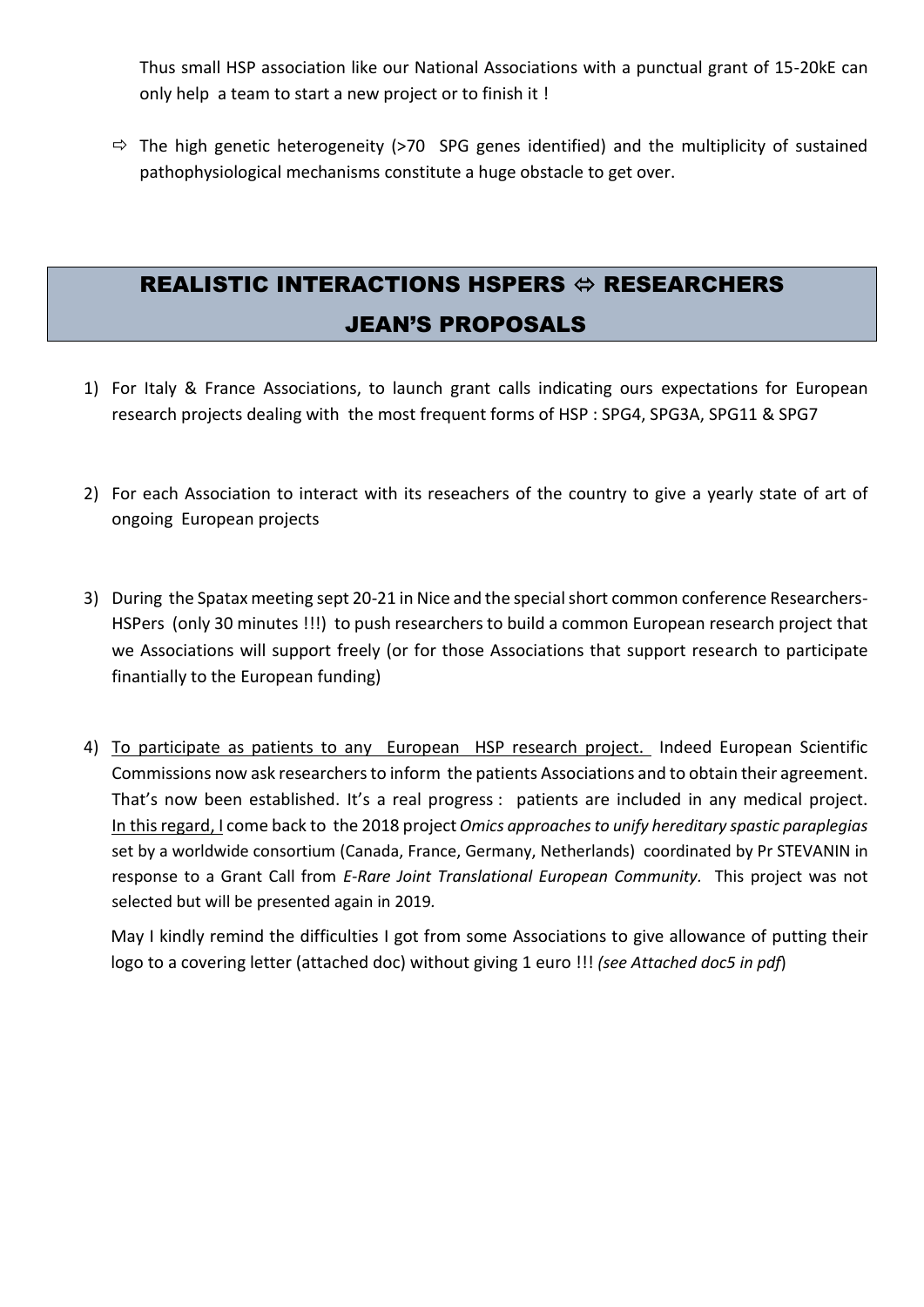Thus small HSP association like our National Associations with a punctual grant of 15-20kE can only help a team to start a new project or to finish it !

⇨ The high genetic heterogeneity (>70 SPG genes identified) and the multiplicity of sustained pathophysiological mechanisms constitute a huge obstacle to get over.

## REALISTIC INTERACTIONS HSPERS ⇔ RESEARCHERS
## JEAN'S PROPOSALS

1) For Italy & France Associations, to launch grant calls indicating ours expectations for European research projects dealing with the most frequent forms of HSP : SPG4, SPG3A, SPG11 & SPG7

2) For each Association to interact with its reseachers of the country to give a yearly state of art of ongoing European projects

3) During the Spatax meeting sept 20-21 in Nice and the special short common conference Researchers-HSPers (only 30 minutes !!!) to push researchers to build a common European research project that we Associations will support freely (or for those Associations that support research to participate finantially to the European funding)

4) <u>To participate as patients to any European HSP research project.</u> Indeed European Scientific Commissions now ask researchers to inform the patients Associations and to obtain their agreement. That's now been established. It's a real progress : patients are included in any medical project. <u>In this regard, I</u> come back to the 2018 project *Omics approaches to unify hereditary spastic paraplegias* set by a worldwide consortium (Canada, France, Germany, Netherlands) coordinated by Pr STEVANIN in response to a Grant Call from *E-Rare Joint Translational European Community*. This project was not selected but will be presented again in 2019.

   May I kindly remind the difficulties I got from some Associations to give allowance of putting their logo to a covering letter (attached doc) without giving 1 euro !!! *(see Attached doc5 in pdf*)